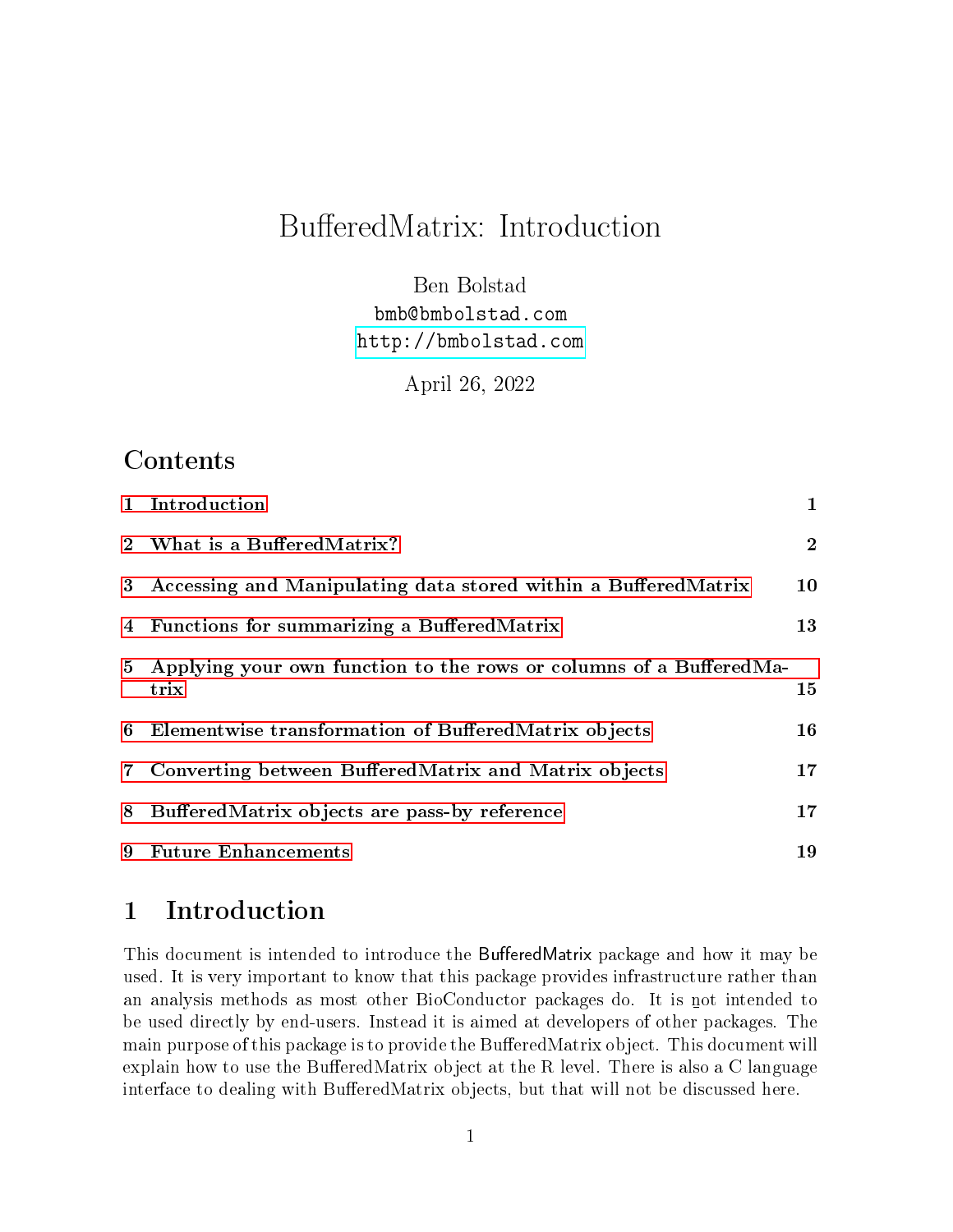# BufferedMatrix: Introduction

Ben Bolstad
bmb@bmbolstad.com
http://bmbolstad.com

April 26, 2022

## Contents

| | | |
|---|---|---|
| 1 | Introduction | 1 |
| 2 | What is a BufferedMatrix? | 2 |
| 3 | Accessing and Manipulating data stored within a BufferedMatrix | 10 |
| 4 | Functions for summarizing a BufferedMatrix | 13 |
| 5 | Applying your own function to the rows or columns of a BufferedMatrix | 15 |
| 6 | Elementwise transformation of BufferedMatrix objects | 16 |
| 7 | Converting between BufferedMatrix and Matrix objects | 17 |
| 8 | BufferedMatrix objects are pass-by reference | 17 |
| 9 | Future Enhancements | 19 |

## 1 Introduction

This document is intended to introduce the BufferedMatrix package and how it may be used. It is very important to know that this package provides infrastructure rather than an analysis methods as most other BioConductor packages do. It is n̲ot intended to be used directly by end-users. Instead it is aimed at developers of other packages. The main purpose of this package is to provide the BufferedMatrix object. This document will explain how to use the BufferedMatrix object at the R level. There is also a C language interface to dealing with BufferedMatrix objects, but that will not be discussed here.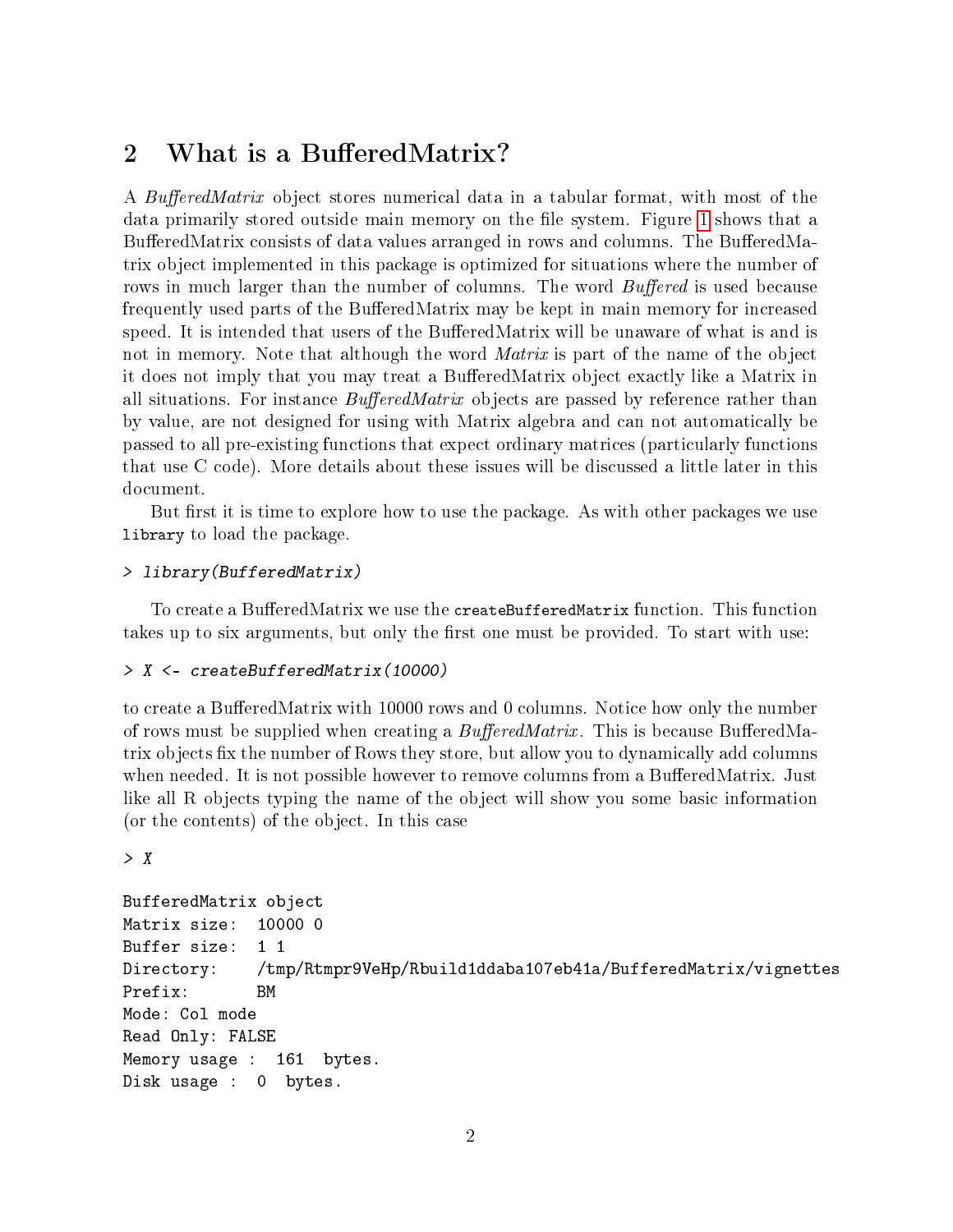## 2 What is a BufferedMatrix?

A *BufferedMatrix* object stores numerical data in a tabular format, with most of the data primarily stored outside main memory on the file system. Figure 1 shows that a BufferedMatrix consists of data values arranged in rows and columns. The BufferedMatrix object implemented in this package is optimized for situations where the number of rows in much larger than the number of columns. The word *Buffered* is used because frequently used parts of the BufferedMatrix may be kept in main memory for increased speed. It is intended that users of the BufferedMatrix will be unaware of what is and is not in memory. Note that although the word *Matrix* is part of the name of the object it does not imply that you may treat a BufferedMatrix object exactly like a Matrix in all situations. For instance *BufferedMatrix* objects are passed by reference rather than by value, are not designed for using with Matrix algebra and can not automatically be passed to all pre-existing functions that expect ordinary matrices (particularly functions that use C code). More details about these issues will be discussed a little later in this document.

But first it is time to explore how to use the package. As with other packages we use `library` to load the package.

```
> library(BufferedMatrix)
```

To create a BufferedMatrix we use the `createBufferedMatrix` function. This function takes up to six arguments, but only the first one must be provided. To start with use:

```
> X <- createBufferedMatrix(10000)
```

to create a BufferedMatrix with 10000 rows and 0 columns. Notice how only the number of rows must be supplied when creating a *BufferedMatrix*. This is because BufferedMatrix objects fix the number of Rows they store, but allow you to dynamically add columns when needed. It is not possible however to remove columns from a BufferedMatrix. Just like all R objects typing the name of the object will show you some basic information (or the contents) of the object. In this case

```
> X

BufferedMatrix object
Matrix size:  10000 0
Buffer size:  1 1
Directory:    /tmp/Rtmpr9VeHp/Rbuild1ddaba107eb41a/BufferedMatrix/vignettes
Prefix:       BM
Mode: Col mode
Read Only: FALSE
Memory usage :  161  bytes.
Disk usage :  0  bytes.
```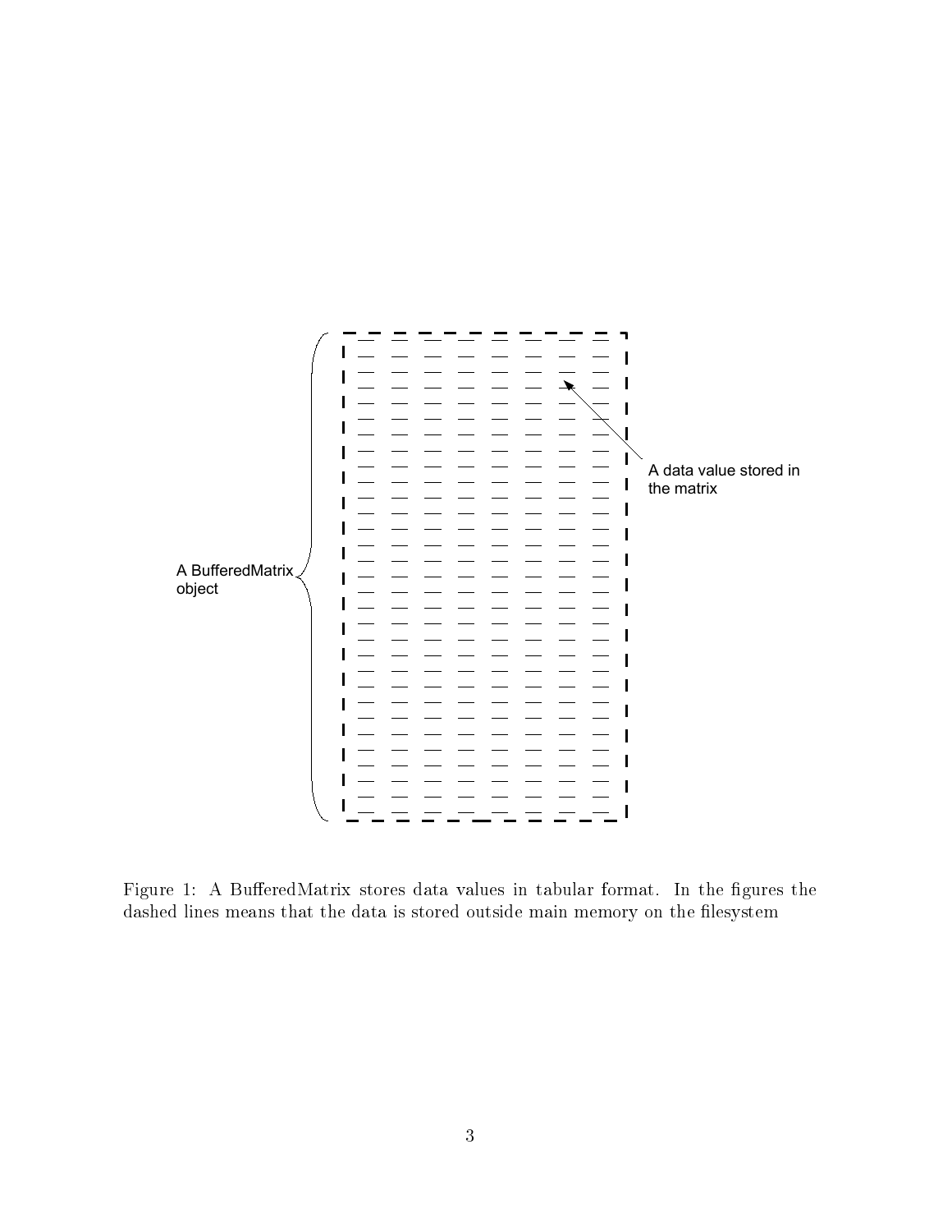A BufferedMatrix object

A data value stored in the matrix

Figure 1: A BufferedMatrix stores data values in tabular format. In the figures the dashed lines means that the data is stored outside main memory on the filesystem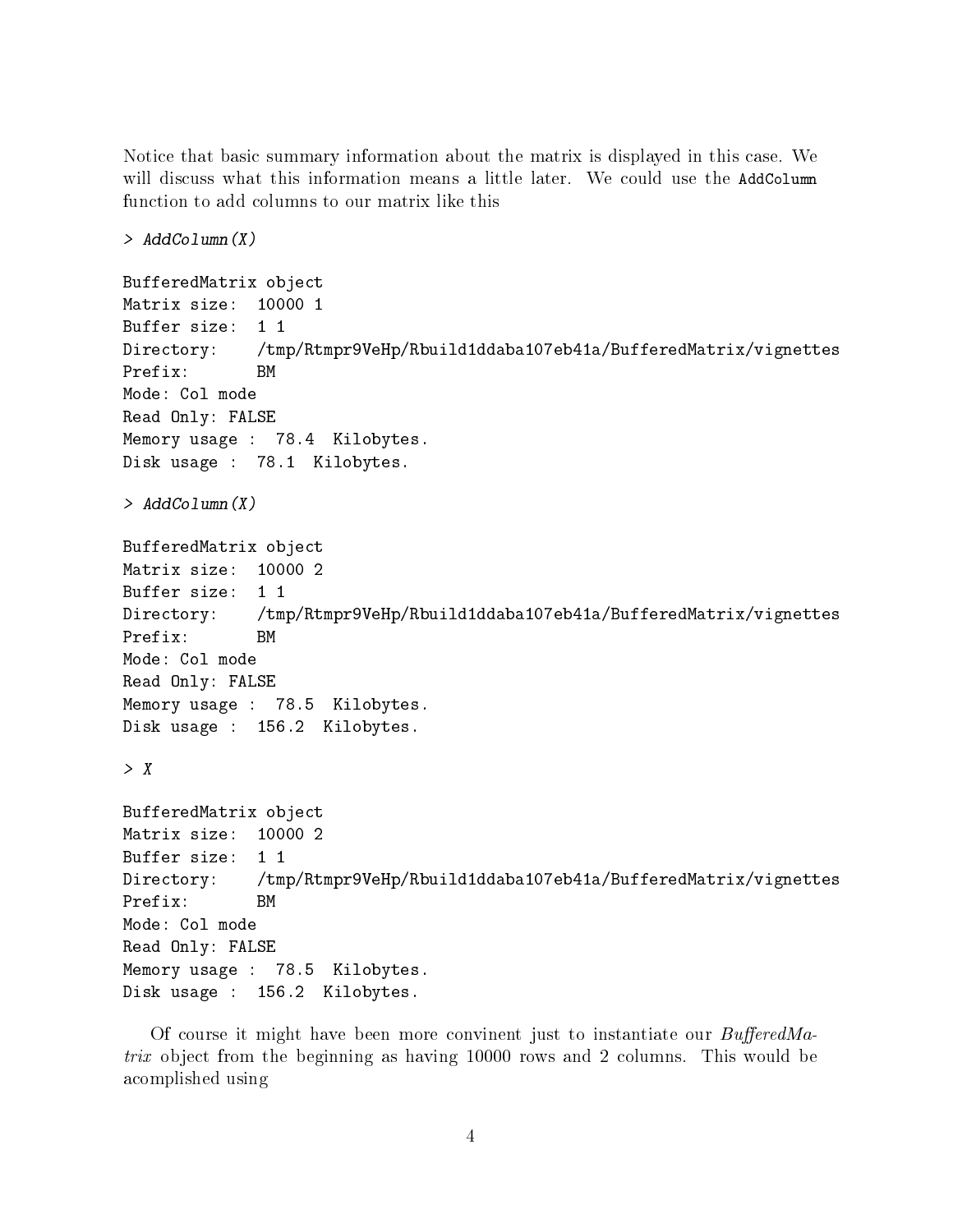Notice that basic summary information about the matrix is displayed in this case. We will discuss what this information means a little later. We could use the `AddColumn` function to add columns to our matrix like this

```
> AddColumn(X)

BufferedMatrix object
Matrix size:  10000 1
Buffer size:  1 1
Directory:    /tmp/Rtmpr9VeHp/Rbuild1ddaba107eb41a/BufferedMatrix/vignettes
Prefix:       BM
Mode: Col mode
Read Only: FALSE
Memory usage :  78.4  Kilobytes.
Disk usage :  78.1  Kilobytes.

> AddColumn(X)

BufferedMatrix object
Matrix size:  10000 2
Buffer size:  1 1
Directory:    /tmp/Rtmpr9VeHp/Rbuild1ddaba107eb41a/BufferedMatrix/vignettes
Prefix:       BM
Mode: Col mode
Read Only: FALSE
Memory usage :  78.5  Kilobytes.
Disk usage :  156.2  Kilobytes.

> X

BufferedMatrix object
Matrix size:  10000 2
Buffer size:  1 1
Directory:    /tmp/Rtmpr9VeHp/Rbuild1ddaba107eb41a/BufferedMatrix/vignettes
Prefix:       BM
Mode: Col mode
Read Only: FALSE
Memory usage :  78.5  Kilobytes.
Disk usage :  156.2  Kilobytes.
```

Of course it might have been more convinent just to instantiate our *BufferedMatrix* object from the beginning as having 10000 rows and 2 columns. This would be acomplished using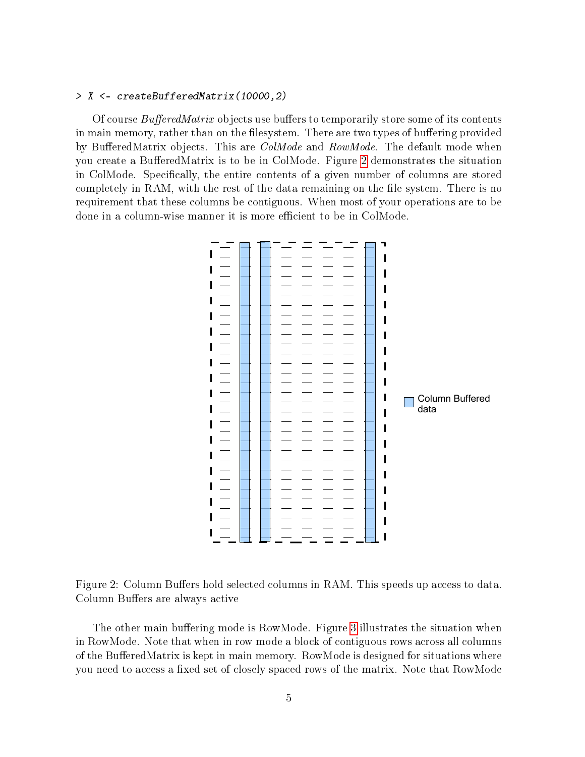```
> X <- createBufferedMatrix(10000,2)
```

Of course *BufferedMatrix* objects use buffers to temporarily store some of its contents in main memory, rather than on the filesystem. There are two types of buffering provided by BufferedMatrix objects. This are *ColMode* and *RowMode*. The default mode when you create a BufferedMatrix is to be in ColMode. Figure 2 demonstrates the situation in ColMode. Specifically, the entire contents of a given number of columns are stored completely in RAM, with the rest of the data remaining on the file system. There is no requirement that these columns be contiguous. When most of your operations are to be done in a column-wise manner it is more efficient to be in ColMode.

Figure 2: Column Buffers hold selected columns in RAM. This speeds up access to data. Column Buffers are always active

The other main buffering mode is RowMode. Figure 3 illustrates the situation when in RowMode. Note that when in row mode a block of contiguous rows across all columns of the BufferedMatrix is kept in main memory. RowMode is designed for situations where you need to access a fixed set of closely spaced rows of the matrix. Note that RowMode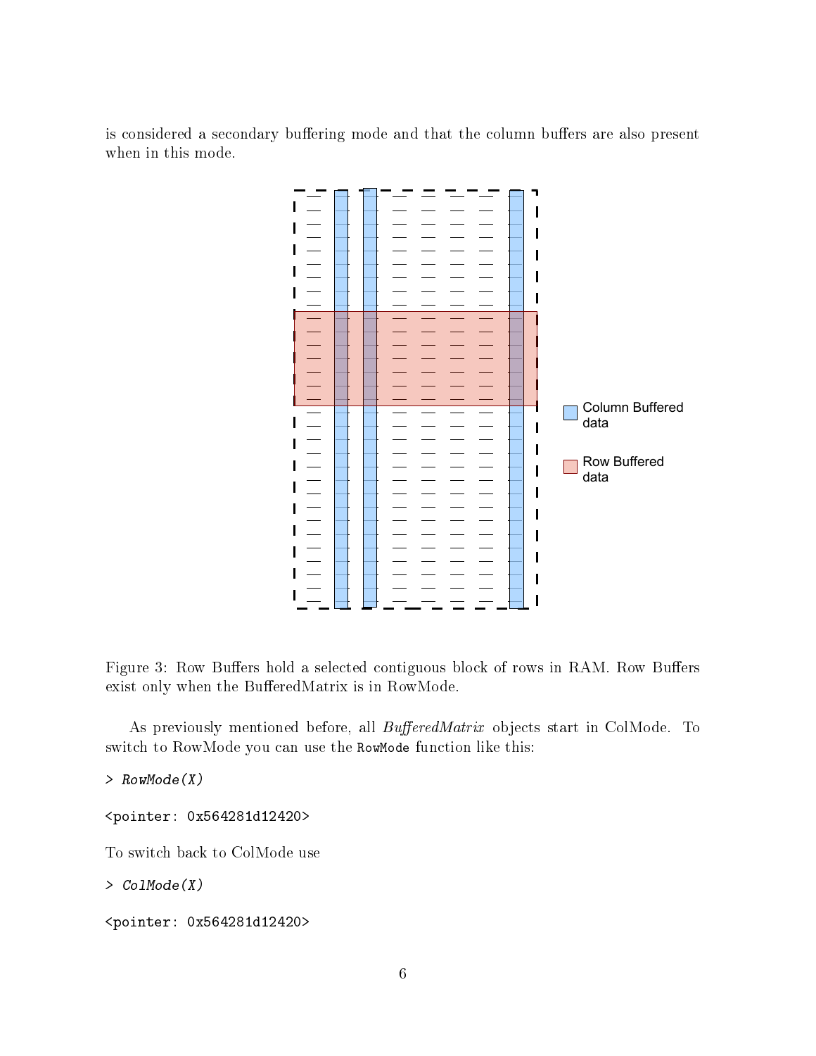is considered a secondary buffering mode and that the column buffers are also present when in this mode.

Figure 3: Row Buffers hold a selected contiguous block of rows in RAM. Row Buffers exist only when the BufferedMatrix is in RowMode.

As previously mentioned before, all *BufferedMatrix* objects start in ColMode. To switch to RowMode you can use the `RowMode` function like this:

```
> RowMode(X)
```

```
<pointer: 0x564281d12420>
```

To switch back to ColMode use

```
> ColMode(X)
```

```
<pointer: 0x564281d12420>
```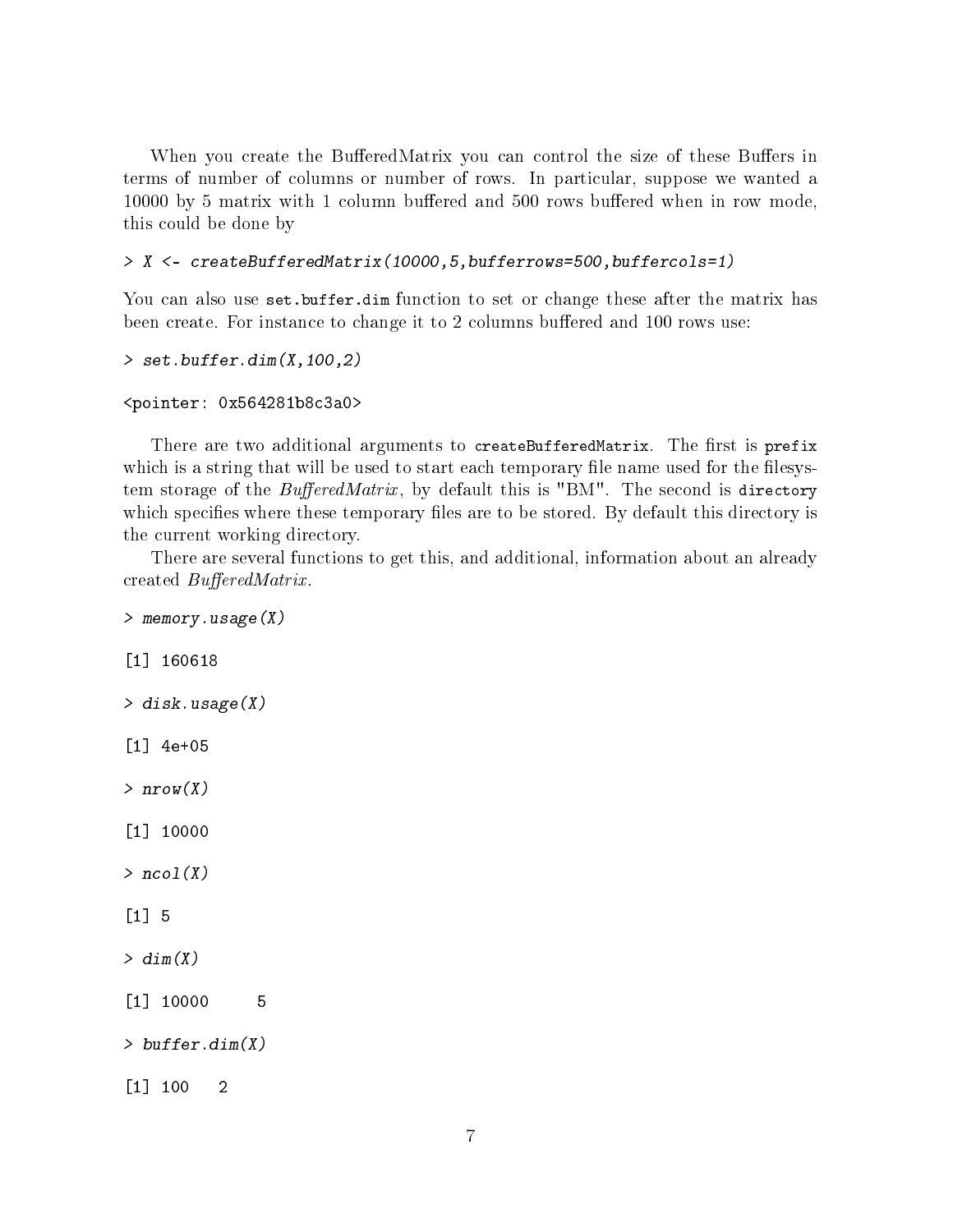When you create the BufferedMatrix you can control the size of these Buffers in terms of number of columns or number of rows. In particular, suppose we wanted a 10000 by 5 matrix with 1 column buffered and 500 rows buffered when in row mode, this could be done by

```
> X <- createBufferedMatrix(10000,5,bufferrows=500,buffercols=1)
```

You can also use `set.buffer.dim` function to set or change these after the matrix has been create. For instance to change it to 2 columns buffered and 100 rows use:

```
> set.buffer.dim(X,100,2)

<pointer: 0x564281b8c3a0>
```

There are two additional arguments to `createBufferedMatrix`. The first is `prefix` which is a string that will be used to start each temporary file name used for the filesystem storage of the *BufferedMatrix*, by default this is "BM". The second is `directory` which specifies where these temporary files are to be stored. By default this directory is the current working directory.

There are several functions to get this, and additional, information about an already created *BufferedMatrix*.

```
> memory.usage(X)

[1] 160618

> disk.usage(X)

[1] 4e+05

> nrow(X)

[1] 10000

> ncol(X)

[1] 5

> dim(X)

[1] 10000     5

> buffer.dim(X)

[1] 100   2
```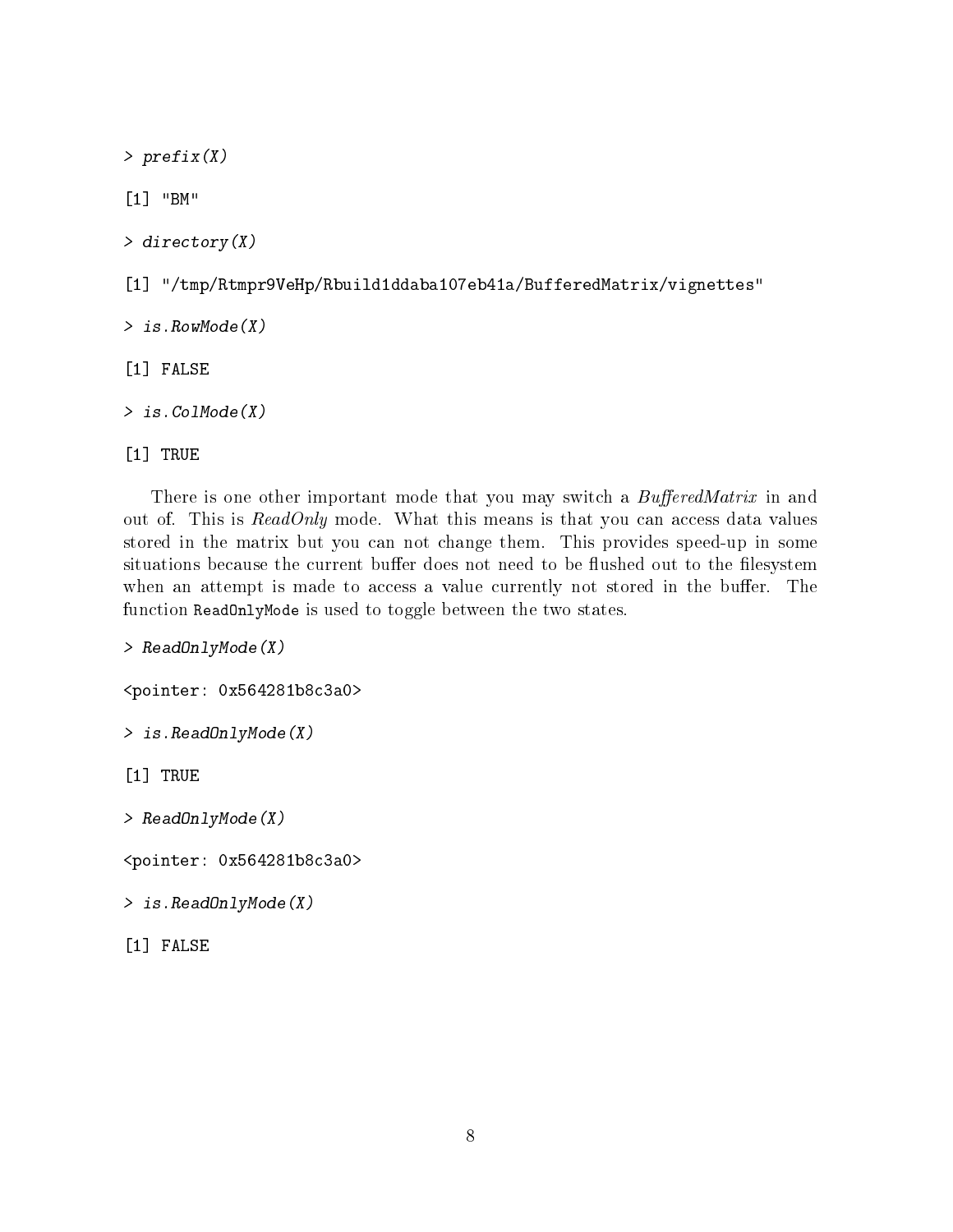```
> prefix(X)

[1] "BM"

> directory(X)

[1] "/tmp/Rtmpr9VeHp/Rbuild1ddaba107eb41a/BufferedMatrix/vignettes"

> is.RowMode(X)

[1] FALSE

> is.ColMode(X)

[1] TRUE
```

There is one other important mode that you may switch a *BufferedMatrix* in and out of. This is *ReadOnly* mode. What this means is that you can access data values stored in the matrix but you can not change them. This provides speed-up in some situations because the current buffer does not need to be flushed out to the filesystem when an attempt is made to access a value currently not stored in the buffer. The function `ReadOnlyMode` is used to toggle between the two states.

```
> ReadOnlyMode(X)

<pointer: 0x564281b8c3a0>

> is.ReadOnlyMode(X)

[1] TRUE

> ReadOnlyMode(X)

<pointer: 0x564281b8c3a0>

> is.ReadOnlyMode(X)

[1] FALSE
```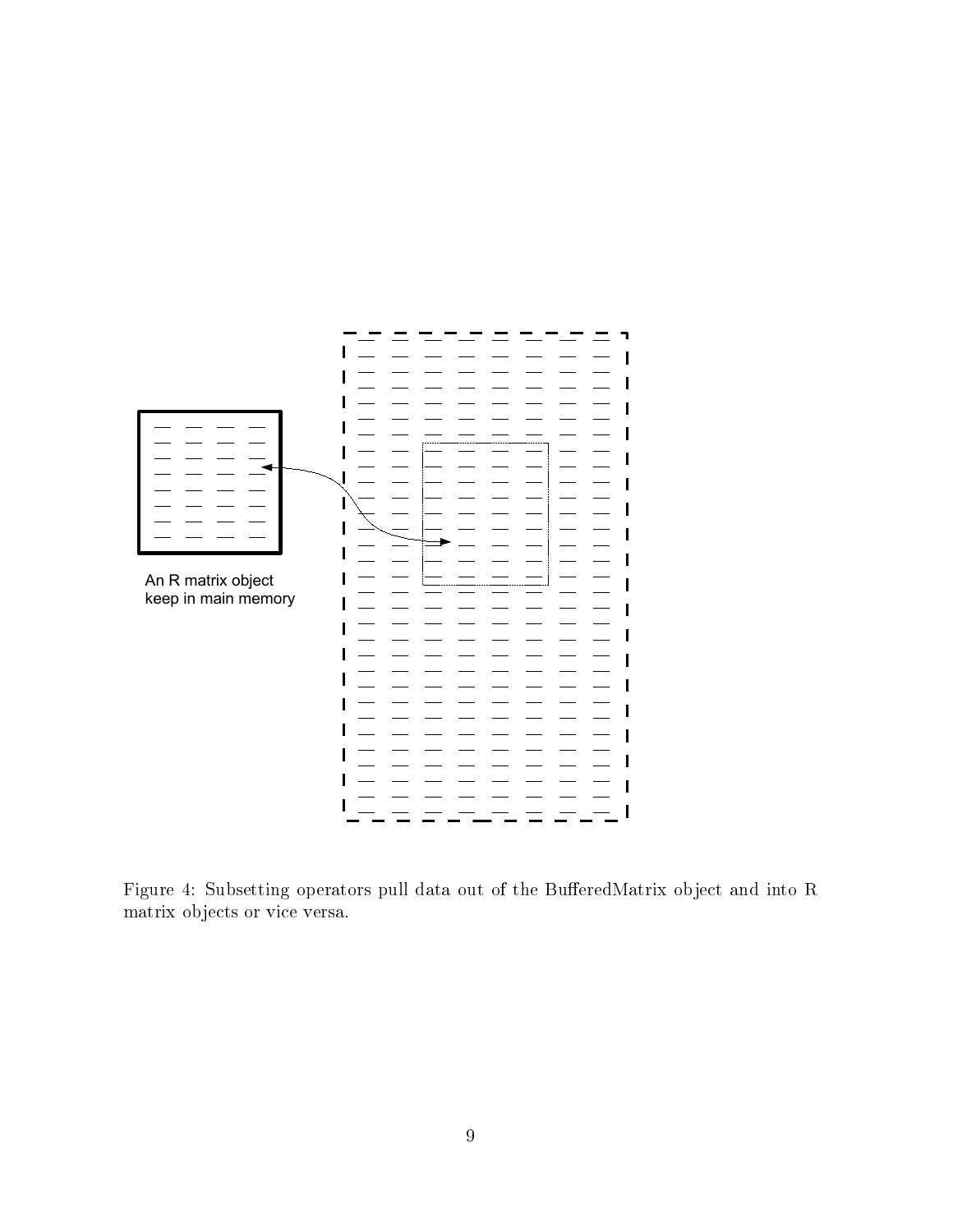An R matrix object keep in main memory

Figure 4: Subsetting operators pull data out of the BufferedMatrix object and into R matrix objects or vice versa.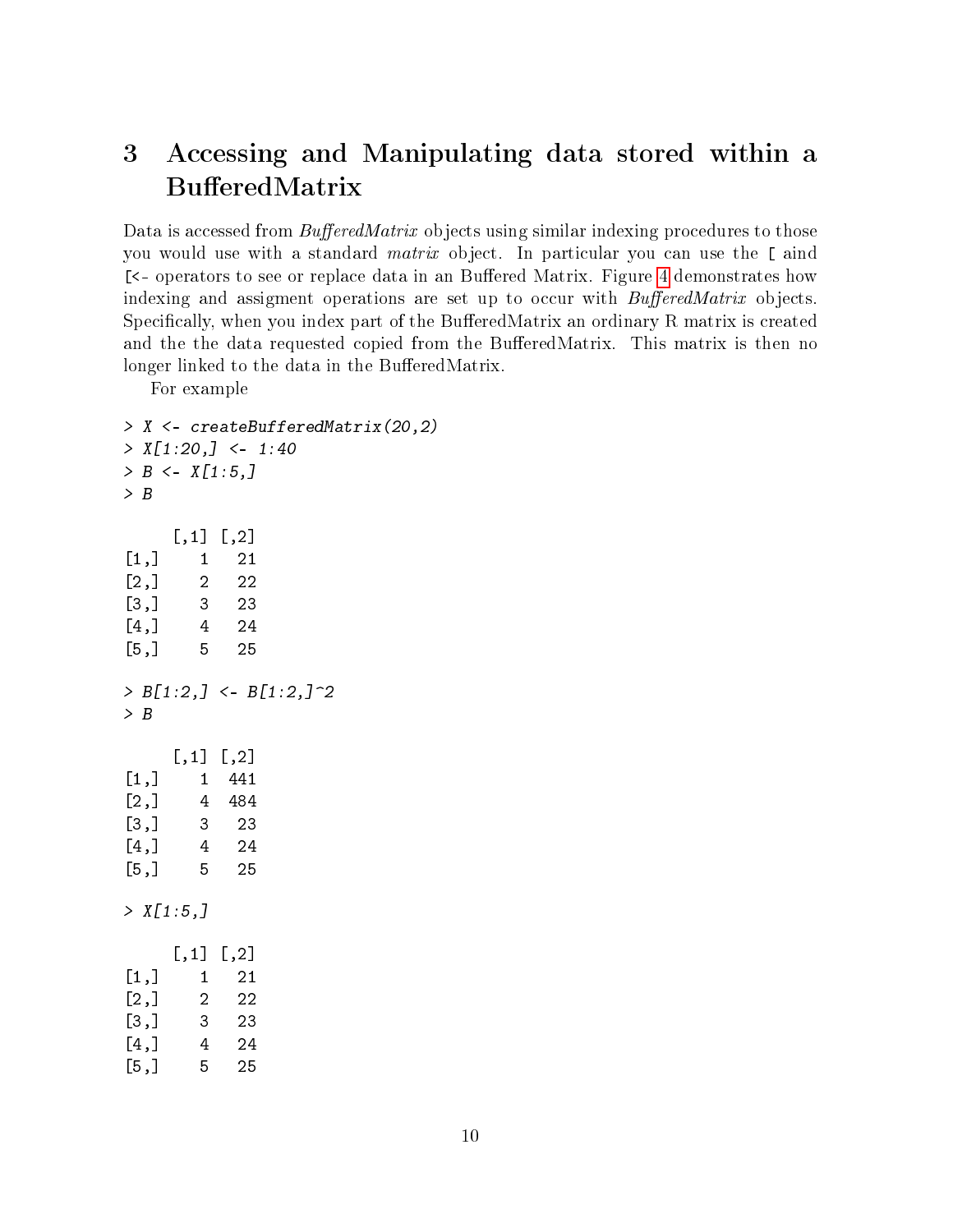# 3 Accessing and Manipulating data stored within a BufferedMatrix

Data is accessed from *BufferedMatrix* objects using similar indexing procedures to those you would use with a standard *matrix* object. In particular you can use the `[` aind `[<-` operators to see or replace data in an Buffered Matrix. Figure 4 demonstrates how indexing and assigment operations are set up to occur with *BufferedMatrix* objects. Specifically, when you index part of the BufferedMatrix an ordinary R matrix is created and the the data requested copied from the BufferedMatrix. This matrix is then no longer linked to the data in the BufferedMatrix.

For example

```
> X <- createBufferedMatrix(20,2)
> X[1:20,] <- 1:40
> B <- X[1:5,]
> B

     [,1] [,2]
[1,]    1   21
[2,]    2   22
[3,]    3   23
[4,]    4   24
[5,]    5   25

> B[1:2,] <- B[1:2,]^2
> B

     [,1] [,2]
[1,]    1  441
[2,]    4  484
[3,]    3   23
[4,]    4   24
[5,]    5   25

> X[1:5,]

     [,1] [,2]
[1,]    1   21
[2,]    2   22
[3,]    3   23
[4,]    4   24
[5,]    5   25
```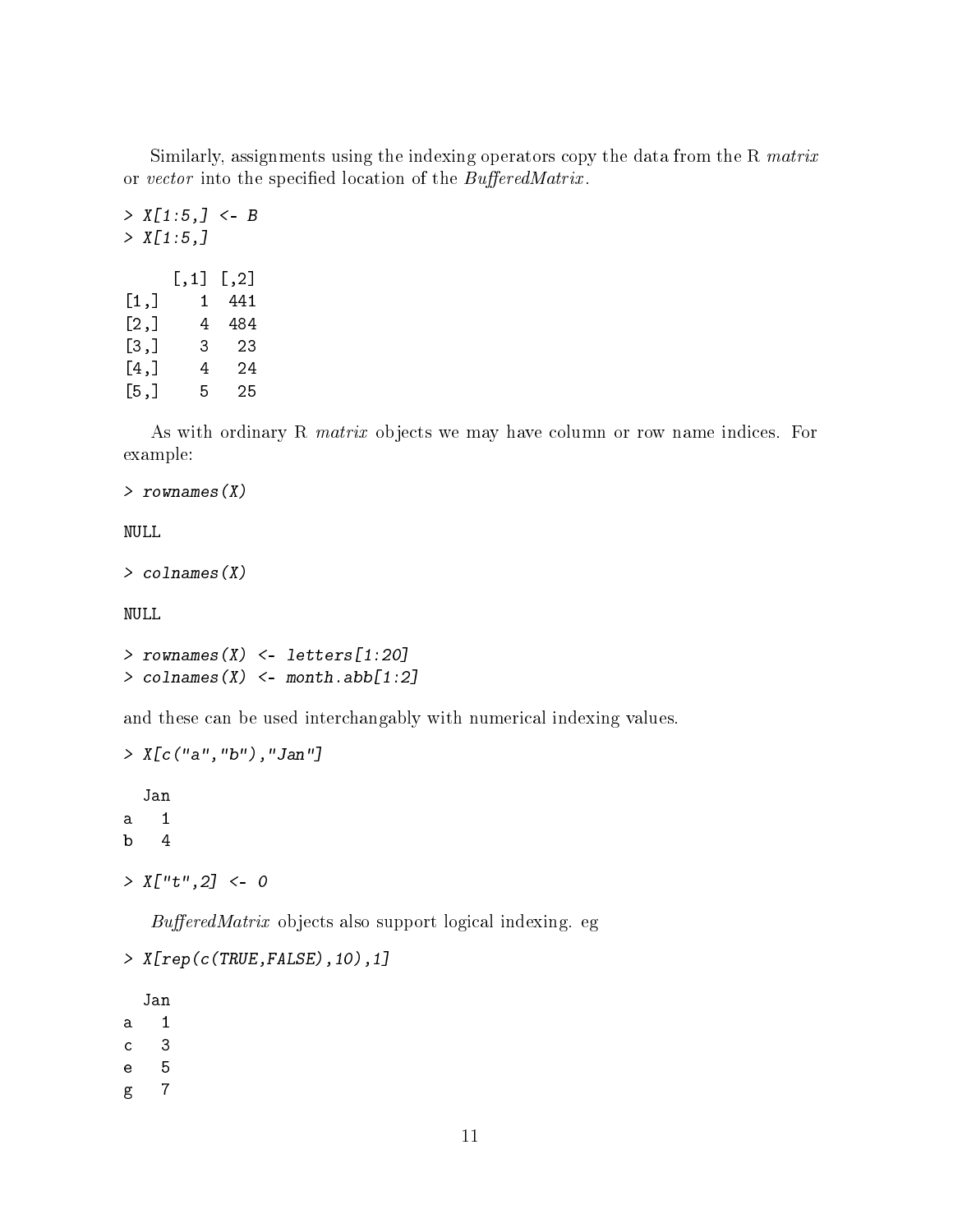Similarly, assignments using the indexing operators copy the data from the R *matrix* or *vector* into the specified location of the *BufferedMatrix*.

```
> X[1:5,] <- B
> X[1:5,]

     [,1] [,2]
[1,]    1  441
[2,]    4  484
[3,]    3   23
[4,]    4   24
[5,]    5   25
```

As with ordinary R *matrix* objects we may have column or row name indices. For example:

```
> rownames(X)

NULL

> colnames(X)

NULL

> rownames(X) <- letters[1:20]
> colnames(X) <- month.abb[1:2]
```

and these can be used interchangably with numerical indexing values.

```
> X[c("a","b"),"Jan"]

  Jan
a   1
b   4

> X["t",2] <- 0
```

*BufferedMatrix* objects also support logical indexing. eg

```
> X[rep(c(TRUE,FALSE),10),1]

  Jan
a   1
c   3
e   5
g   7
```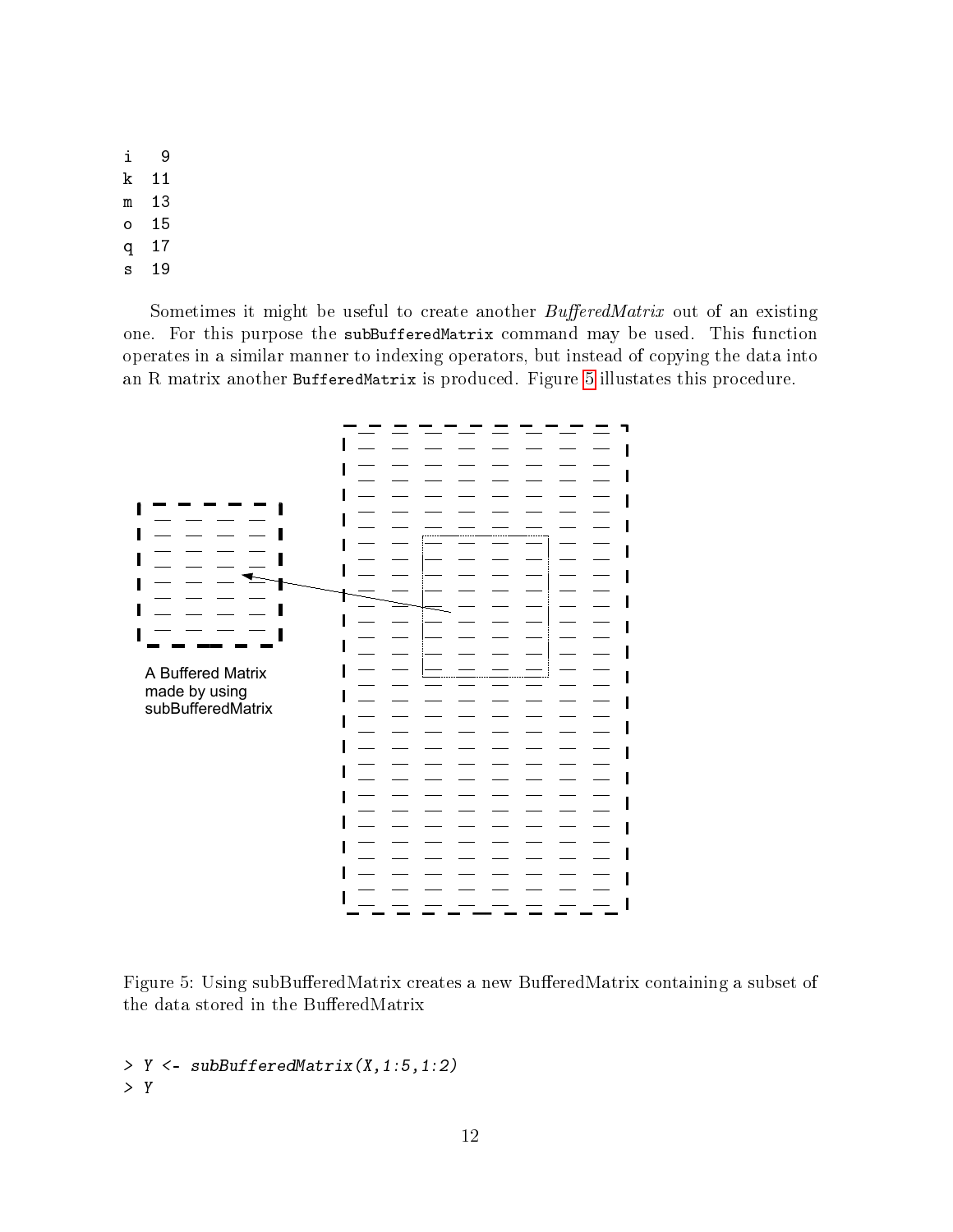```
i   9
k  11
m  13
o  15
q  17
s  19
```

Sometimes it might be useful to create another *BufferedMatrix* out of an existing one. For this purpose the `subBufferedMatrix` command may be used. This function operates in a similar manner to indexing operators, but instead of copying the data into an R matrix another `BufferedMatrix` is produced. Figure 5 illustates this procedure.

A Buffered Matrix made by using subBufferedMatrix

Figure 5: Using subBufferedMatrix creates a new BufferedMatrix containing a subset of the data stored in the BufferedMatrix

```
> Y <- subBufferedMatrix(X,1:5,1:2)
> Y
```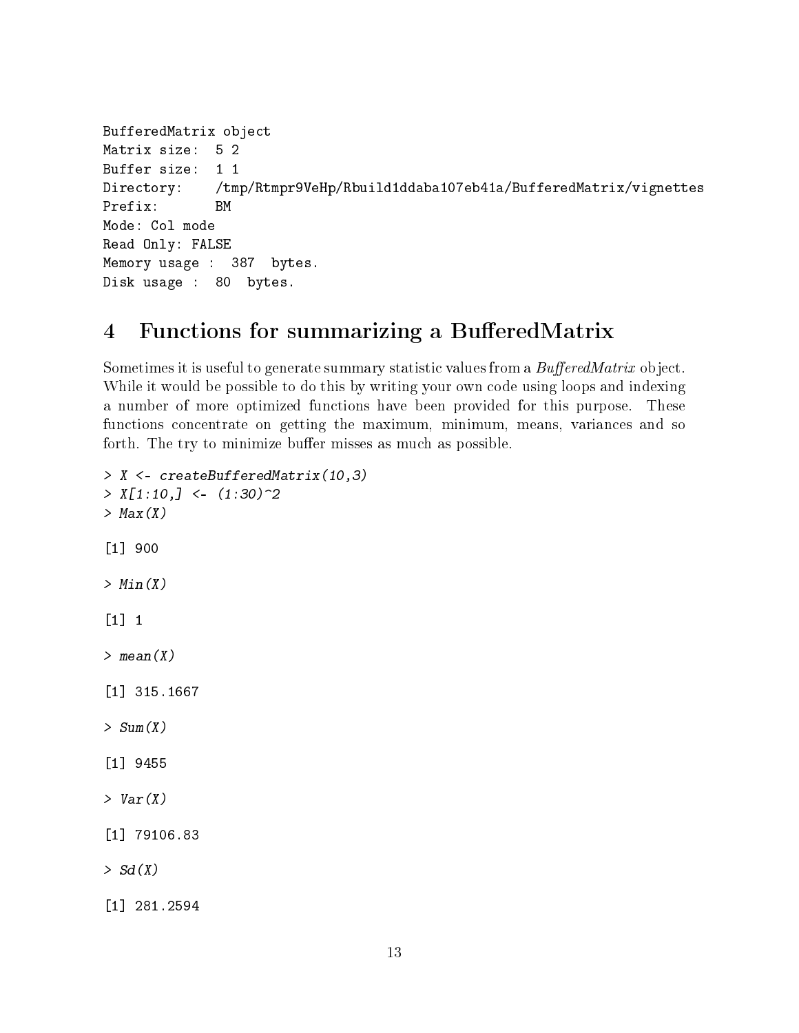```
BufferedMatrix object
Matrix size:  5 2
Buffer size:  1 1
Directory:    /tmp/Rtmpr9VeHp/Rbuild1ddaba107eb41a/BufferedMatrix/vignettes
Prefix:       BM
Mode: Col mode
Read Only: FALSE
Memory usage :  387  bytes.
Disk usage :  80  bytes.
```

## 4 Functions for summarizing a BufferedMatrix

Sometimes it is useful to generate summary statistic values from a *BufferedMatrix* object. While it would be possible to do this by writing your own code using loops and indexing a number of more optimized functions have been provided for this purpose. These functions concentrate on getting the maximum, minimum, means, variances and so forth. The try to minimize buffer misses as much as possible.

```
> X <- createBufferedMatrix(10,3)
> X[1:10,] <- (1:30)^2
> Max(X)

[1] 900

> Min(X)

[1] 1

> mean(X)

[1] 315.1667

> Sum(X)

[1] 9455

> Var(X)

[1] 79106.83

> Sd(X)

[1] 281.2594
```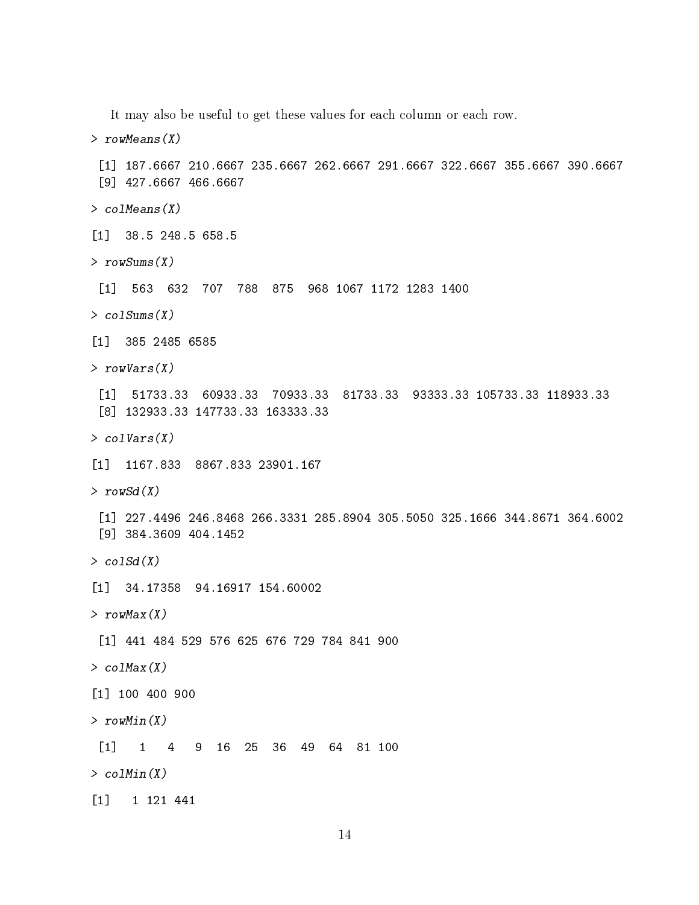It may also be useful to get these values for each column or each row.

```
> rowMeans(X)
 [1] 187.6667 210.6667 235.6667 262.6667 291.6667 322.6667 355.6667 390.6667
 [9] 427.6667 466.6667
> colMeans(X)
[1]  38.5 248.5 658.5
> rowSums(X)
 [1]  563  632  707  788  875  968 1067 1172 1283 1400
> colSums(X)
[1]  385 2485 6585
> rowVars(X)
 [1]  51733.33  60933.33  70933.33  81733.33  93333.33 105733.33 118933.33
 [8] 132933.33 147733.33 163333.33
> colVars(X)
[1]  1167.833  8867.833 23901.167
> rowSd(X)
 [1] 227.4496 246.8468 266.3331 285.8904 305.5050 325.1666 344.8671 364.6002
 [9] 384.3609 404.1452
> colSd(X)
[1]  34.17358  94.16917 154.60002
> rowMax(X)
 [1] 441 484 529 576 625 676 729 784 841 900
> colMax(X)
[1] 100 400 900
> rowMin(X)
 [1]   1   4   9  16  25  36  49  64  81 100
> colMin(X)
[1]   1 121 441
```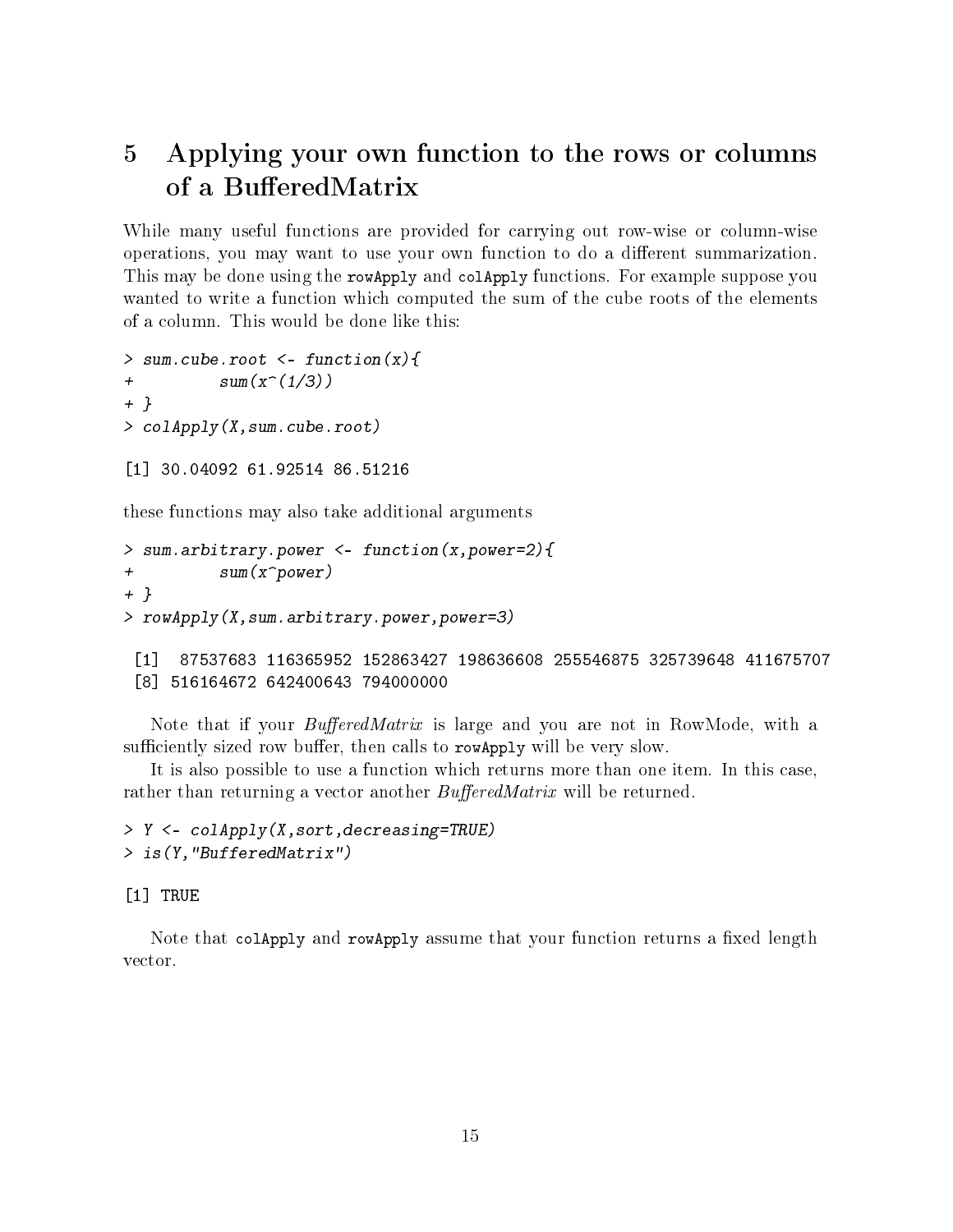# 5 Applying your own function to the rows or columns of a BufferedMatrix

While many useful functions are provided for carrying out row-wise or column-wise operations, you may want to use your own function to do a different summarization. This may be done using the `rowApply` and `colApply` functions. For example suppose you wanted to write a function which computed the sum of the cube roots of the elements of a column. This would be done like this:

```
> sum.cube.root <- function(x){
+         sum(x^(1/3))
+ }
> colApply(X,sum.cube.root)
```

```
[1] 30.04092 61.92514 86.51216
```

these functions may also take additional arguments

```
> sum.arbitrary.power <- function(x,power=2){
+         sum(x^power)
+ }
> rowApply(X,sum.arbitrary.power,power=3)
```

```
 [1]  87537683 116365952 152863427 198636608 255546875 325739648 411675707
 [8] 516164672 642400643 794000000
```

Note that if your *BufferedMatrix* is large and you are not in RowMode, with a sufficiently sized row buffer, then calls to `rowApply` will be very slow.

It is also possible to use a function which returns more than one item. In this case, rather than returning a vector another *BufferedMatrix* will be returned.

```
> Y <- colApply(X,sort,decreasing=TRUE)
> is(Y,"BufferedMatrix")
```

```
[1] TRUE
```

Note that `colApply` and `rowApply` assume that your function returns a fixed length vector.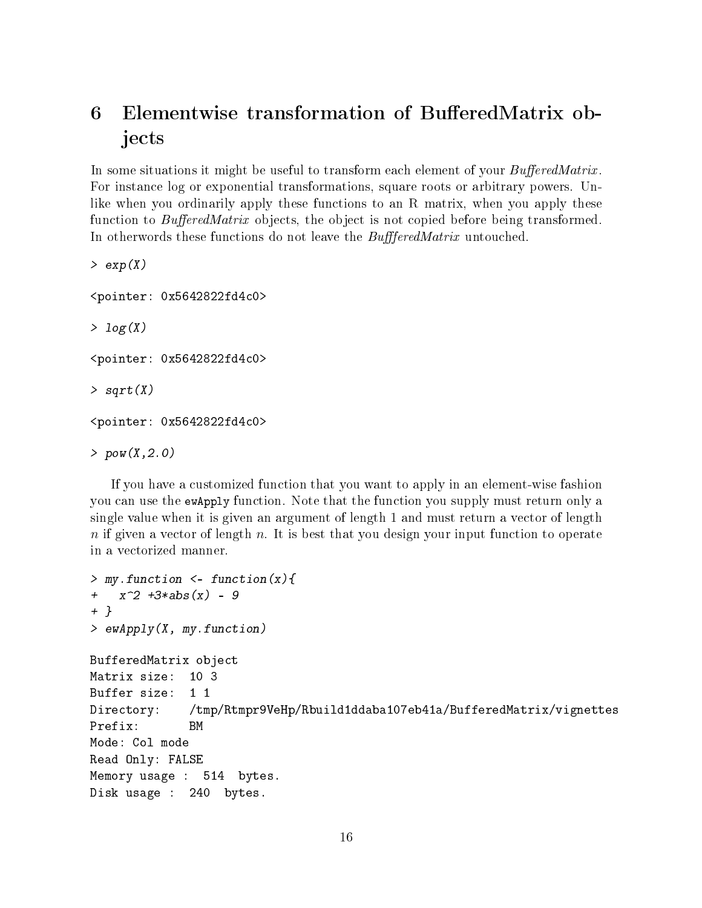# 6 Elementwise transformation of BufferedMatrix objects

In some situations it might be useful to transform each element of your *BufferedMatrix*. For instance log or exponential transformations, square roots or arbitrary powers. Unlike when you ordinarily apply these functions to an R matrix, when you apply these function to *BufferedMatrix* objects, the object is not copied before being transformed. In otherwords these functions do not leave the *BuffferedMatrix* untouched.

```
> exp(X)

<pointer: 0x5642822fd4c0>

> log(X)

<pointer: 0x5642822fd4c0>

> sqrt(X)

<pointer: 0x5642822fd4c0>

> pow(X,2.0)
```

If you have a customized function that you want to apply in an element-wise fashion you can use the `ewApply` function. Note that the function you supply must return only a single value when it is given an argument of length 1 and must return a vector of length $n$ if given a vector of length $n$. It is best that you design your input function to operate in a vectorized manner.

```
> my.function <- function(x){
+   x^2 +3*abs(x) - 9
+ }
> ewApply(X, my.function)

BufferedMatrix object
Matrix size:  10 3
Buffer size:  1 1
Directory:    /tmp/Rtmpr9VeHp/Rbuild1ddaba107eb41a/BufferedMatrix/vignettes
Prefix:       BM
Mode: Col mode
Read Only: FALSE
Memory usage :  514  bytes.
Disk usage :  240  bytes.
```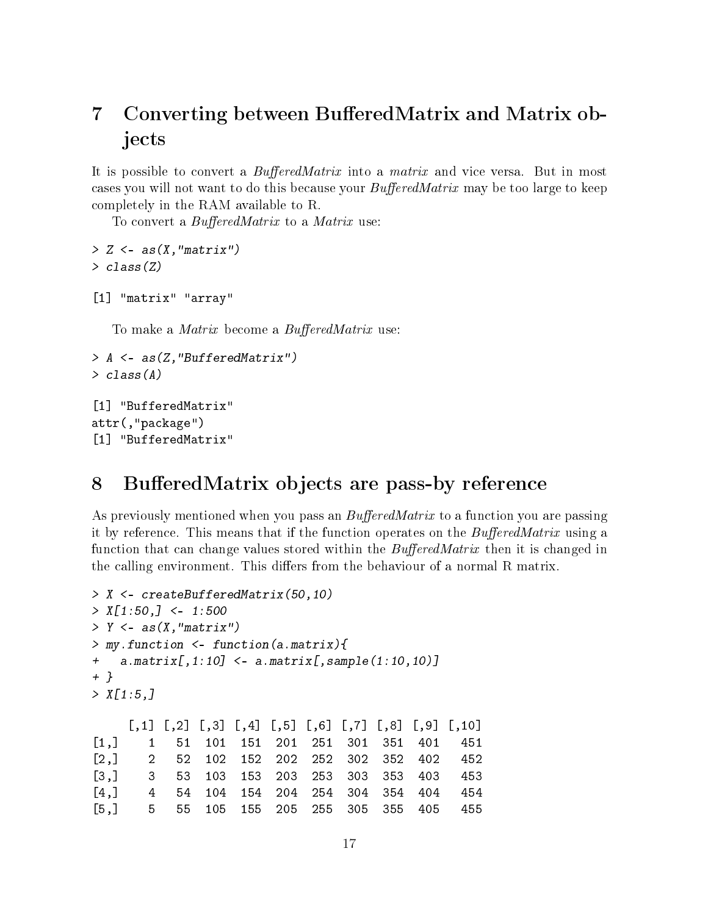## 7 Converting between BufferedMatrix and Matrix objects

It is possible to convert a *BufferedMatrix* into a *matrix* and vice versa. But in most cases you will not want to do this because your *BufferedMatrix* may be too large to keep completely in the RAM available to R.

To convert a *BufferedMatrix* to a *Matrix* use:

```
> Z <- as(X,"matrix")
> class(Z)

[1] "matrix" "array"
```

To make a *Matrix* become a *BufferedMatrix* use:

```
> A <- as(Z,"BufferedMatrix")
> class(A)

[1] "BufferedMatrix"
attr(,"package")
[1] "BufferedMatrix"
```

## 8 BufferedMatrix objects are pass-by reference

As previously mentioned when you pass an *BufferedMatrix* to a function you are passing it by reference. This means that if the function operates on the *BufferedMatrix* using a function that can change values stored within the *BufferedMatrix* then it is changed in the calling environment. This differs from the behaviour of a normal R matrix.

```
> X <- createBufferedMatrix(50,10)
> X[1:50,] <- 1:500
> Y <- as(X,"matrix")
> my.function <- function(a.matrix){
+   a.matrix[,1:10] <- a.matrix[,sample(1:10,10)]
+ }
> X[1:5,]

     [,1] [,2] [,3] [,4] [,5] [,6] [,7] [,8] [,9] [,10]
[1,]    1   51  101  151  201  251  301  351  401   451
[2,]    2   52  102  152  202  252  302  352  402   452
[3,]    3   53  103  153  203  253  303  353  403   453
[4,]    4   54  104  154  204  254  304  354  404   454
[5,]    5   55  105  155  205  255  305  355  405   455
```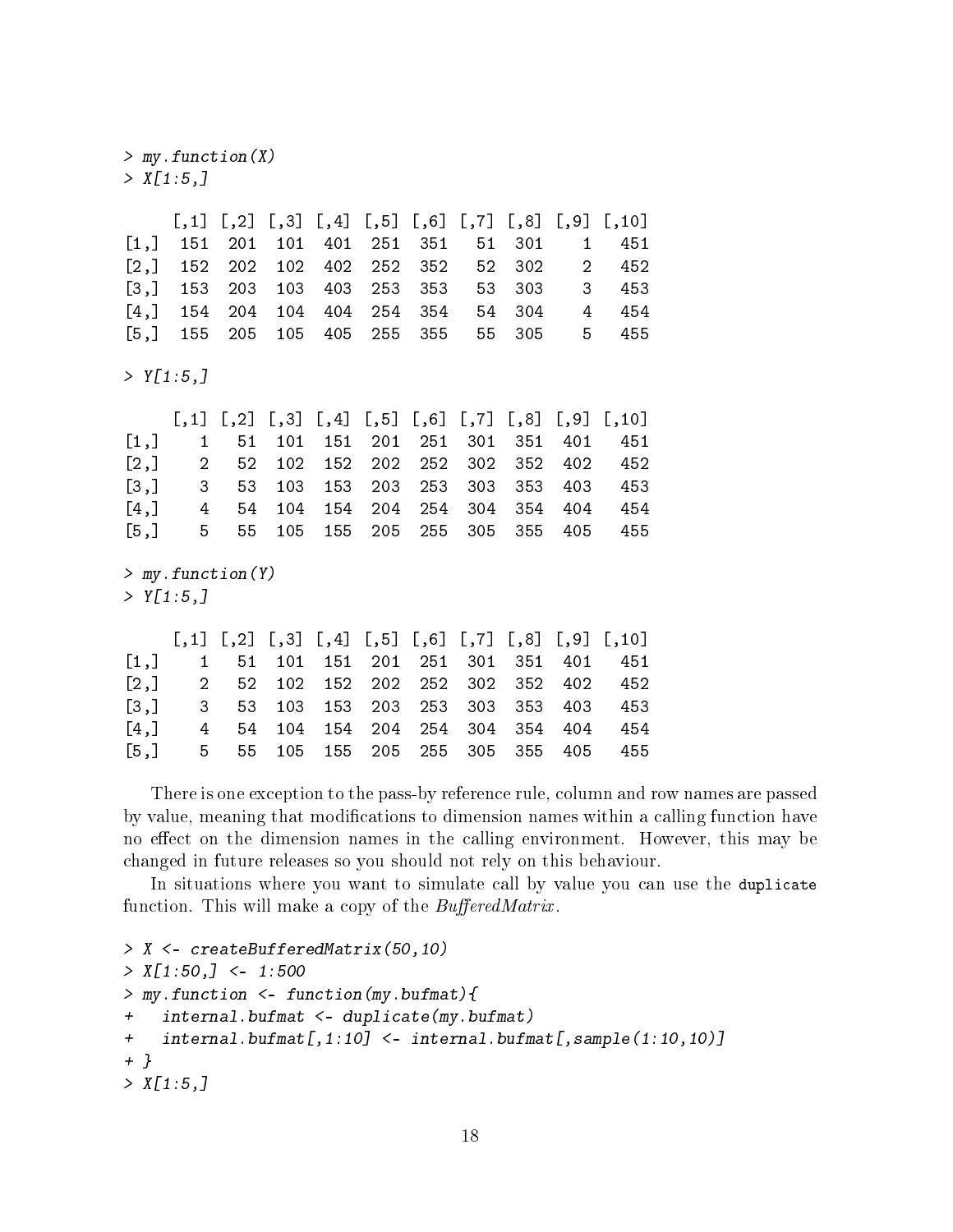```
> my.function(X)
> X[1:5,]

     [,1] [,2] [,3] [,4] [,5] [,6] [,7] [,8] [,9] [,10]
[1,]  151  201  101  401  251  351   51  301    1   451
[2,]  152  202  102  402  252  352   52  302    2   452
[3,]  153  203  103  403  253  353   53  303    3   453
[4,]  154  204  104  404  254  354   54  304    4   454
[5,]  155  205  105  405  255  355   55  305    5   455

> Y[1:5,]

     [,1] [,2] [,3] [,4] [,5] [,6] [,7] [,8] [,9] [,10]
[1,]    1   51  101  151  201  251  301  351  401   451
[2,]    2   52  102  152  202  252  302  352  402   452
[3,]    3   53  103  153  203  253  303  353  403   453
[4,]    4   54  104  154  204  254  304  354  404   454
[5,]    5   55  105  155  205  255  305  355  405   455

> my.function(Y)
> Y[1:5,]

     [,1] [,2] [,3] [,4] [,5] [,6] [,7] [,8] [,9] [,10]
[1,]    1   51  101  151  201  251  301  351  401   451
[2,]    2   52  102  152  202  252  302  352  402   452
[3,]    3   53  103  153  203  253  303  353  403   453
[4,]    4   54  104  154  204  254  304  354  404   454
[5,]    5   55  105  155  205  255  305  355  405   455
```

There is one exception to the pass-by reference rule, column and row names are passed by value, meaning that modifications to dimension names within a calling function have no effect on the dimension names in the calling environment. However, this may be changed in future releases so you should not rely on this behaviour.

In situations where you want to simulate call by value you can use the `duplicate` function. This will make a copy of the *BufferedMatrix*.

```
> X <- createBufferedMatrix(50,10)
> X[1:50,] <- 1:500
> my.function <- function(my.bufmat){
+   internal.bufmat <- duplicate(my.bufmat)
+   internal.bufmat[,1:10] <- internal.bufmat[,sample(1:10,10)]
+ }
> X[1:5,]
```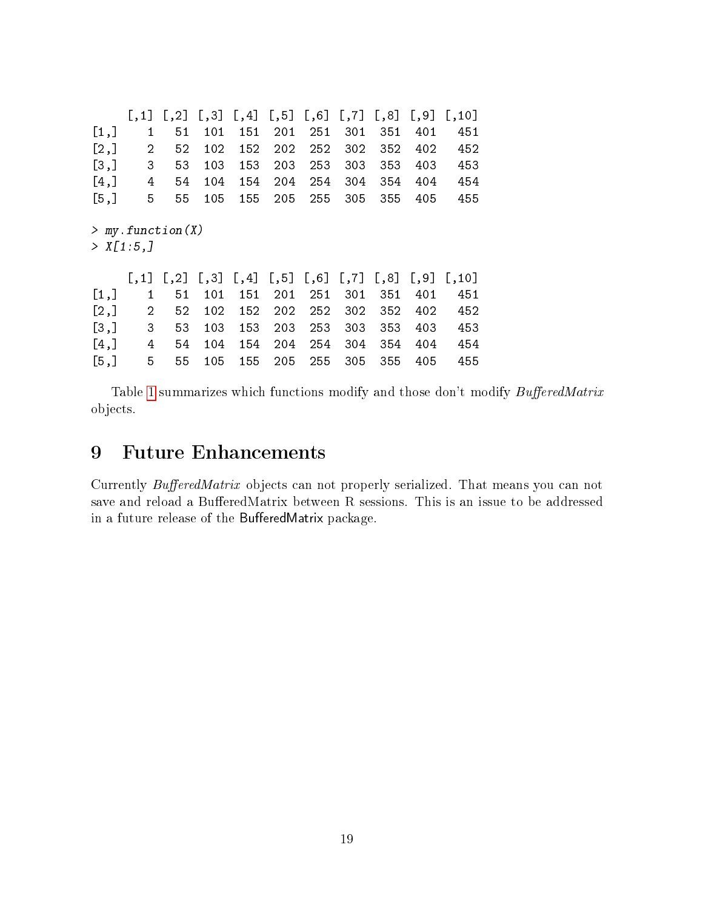```
     [,1] [,2] [,3] [,4] [,5] [,6] [,7] [,8] [,9] [,10]
[1,]    1   51  101  151  201  251  301  351  401   451
[2,]    2   52  102  152  202  252  302  352  402   452
[3,]    3   53  103  153  203  253  303  353  403   453
[4,]    4   54  104  154  204  254  304  354  404   454
[5,]    5   55  105  155  205  255  305  355  405   455

> my.function(X)
> X[1:5,]

     [,1] [,2] [,3] [,4] [,5] [,6] [,7] [,8] [,9] [,10]
[1,]    1   51  101  151  201  251  301  351  401   451
[2,]    2   52  102  152  202  252  302  352  402   452
[3,]    3   53  103  153  203  253  303  353  403   453
[4,]    4   54  104  154  204  254  304  354  404   454
[5,]    5   55  105  155  205  255  305  355  405   455
```

Table 1 summarizes which functions modify and those don't modify *BufferedMatrix* objects.

## 9 Future Enhancements

Currently *BufferedMatrix* objects can not properly serialized. That means you can not save and reload a BufferedMatrix between R sessions. This is an issue to be addressed in a future release of the BufferedMatrix package.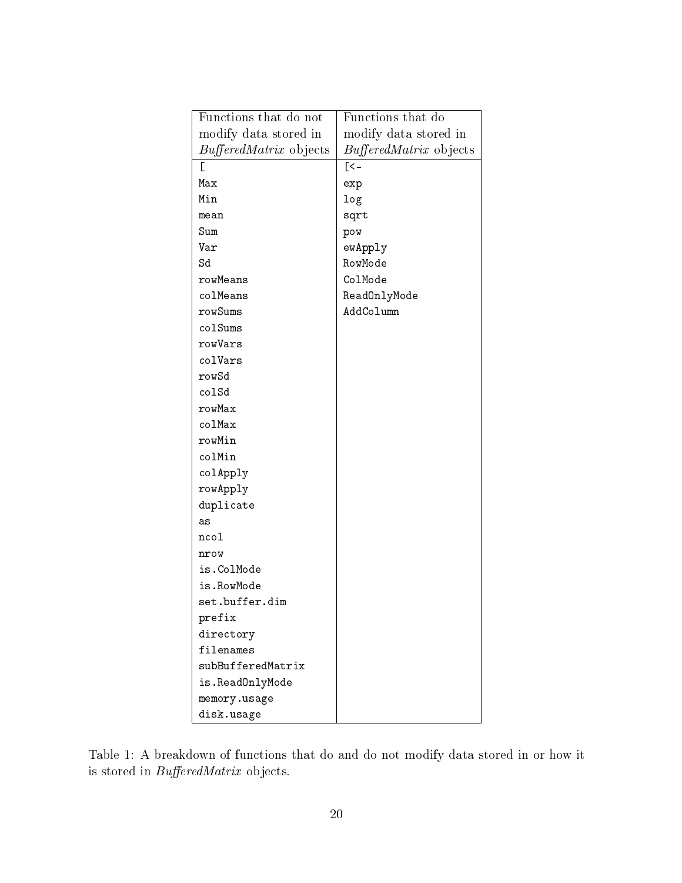| Functions that do not modify data stored in *BufferedMatrix* objects | Functions that do modify data stored in *BufferedMatrix* objects |
|---|---|
| `[` | `[<-` |
| `Max` | `exp` |
| `Min` | `log` |
| `mean` | `sqrt` |
| `Sum` | `pow` |
| `Var` | `ewApply` |
| `Sd` | `RowMode` |
| `rowMeans` | `ColMode` |
| `colMeans` | `ReadOnlyMode` |
| `rowSums` | `AddColumn` |
| `colSums` | |
| `rowVars` | |
| `colVars` | |
| `rowSd` | |
| `colSd` | |
| `rowMax` | |
| `colMax` | |
| `rowMin` | |
| `colMin` | |
| `colApply` | |
| `rowApply` | |
| `duplicate` | |
| `as` | |
| `ncol` | |
| `nrow` | |
| `is.ColMode` | |
| `is.RowMode` | |
| `set.buffer.dim` | |
| `prefix` | |
| `directory` | |
| `filenames` | |
| `subBufferedMatrix` | |
| `is.ReadOnlyMode` | |
| `memory.usage` | |
| `disk.usage` | |

Table 1: A breakdown of functions that do and do not modify data stored in or how it is stored in *BufferedMatrix* objects.